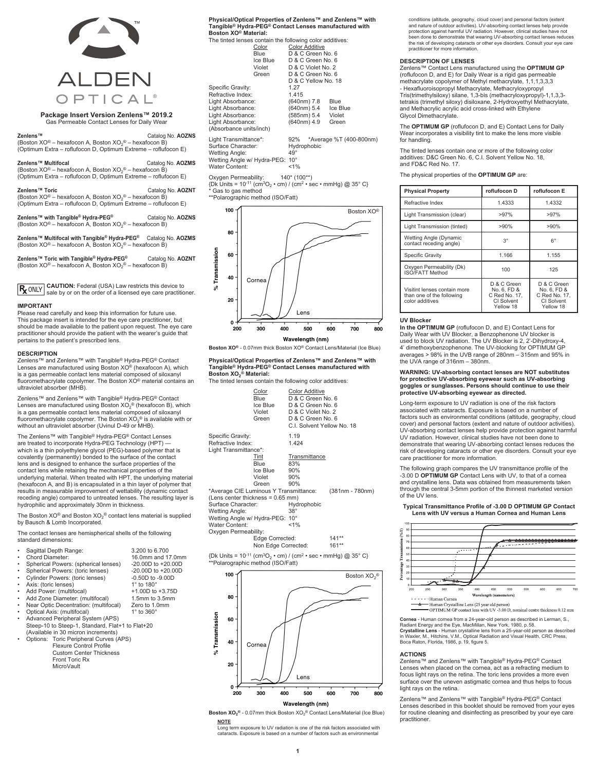ALDEN OPTICAL®

## Package Insert Version Zenlens™ 2019.2

Gas Permeable Contact Lenses for Daily Wear

**Zenlens™** Catalog No. **AOZNS**
(Boston XO® – hexafocon A, Boston $XO_2$® – hexafocon B)
(Optimum Extra – roflufocon D, Optimum Extreme – roflufocon E)

**Zenlens™ Multifocal** Catalog No. **AOZMS**
(Boston XO® – hexafocon A, Boston $XO_2$® – hexafocon B)
(Optimum Extra – roflufocon D, Optimum Extreme – roflufocon E)

**Zenlens™ Toric** Catalog No. **AOZNT**
(Boston XO® – hexafocon A, Boston $XO_2$® – hexafocon B)
(Optimum Extra – roflufocon D, Optimum Extreme – roflufocon E)

**Zenlens™ with Tangible® Hydra-PEG®** Catalog No. **AOZNS**
(Boston XO® – hexafocon A, Boston $XO_2$® – hexafocon B)

**Zenlens™ Multifocal with Tangible® Hydra-PEG®** Catalog No. **AOZMS**
(Boston XO® – hexafocon A, Boston $XO_2$® – hexafocon B)

**Zenlens™ Toric with Tangible® Hydra-PEG®** Catalog No. **AOZNT**
(Boston XO® – hexafocon A, Boston $XO_2$® – hexafocon B)

Rx ONLY **CAUTION:** Federal (USA) Law restricts this device to sale by or on the order of a licensed eye care practitioner.

### IMPORTANT

Please read carefully and keep this information for future use. This package insert is intended for the eye care practitioner, but should be made available to the patient upon request. The eye care practitioner should provide the patient with the wearer's guide that pertains to the patient's prescribed lens.

### DESCRIPTION

Zenlens™ and Zenlens™ with Tangible® Hydra-PEG® Contact Lenses are manufactured using Boston XO® (hexafocon A), which is a gas permeable contact lens material composed of siloxanyl fluoromethacrylate copolymer. The Boston XO® material contains an ultraviolet absorber (MHB).

Zenlens™ and Zenlens™ with Tangible® Hydra-PEG® Contact Lenses are manufactured using Boston $XO_2$® (hexafocon B), which is a gas permeable contact lens material composed of siloxanyl fluoromethacrylate copolymer. The Boston $XO_2$® is available with or without an ultraviolet absorber (Uvinul D-49 or MHB).

The Zenlens™ with Tangible® Hydra-PEG® Contact Lenses are treated to incorporate Hydra-PEG Technology (HPT) — which is a thin polyethylene glycol (PEG)-based polymer that is covalently (permanently) bonded to the surface of the contact lens and is designed to enhance the surface properties of the contact lens while retaining the mechanical properties of the underlying material. When treated with HPT, the underlying material (hexafocon A, and B) is encapsulated in a thin layer of polymer that results in measurable improvement of wettability (dynamic contact receding angle) compared to untreated lenses. The resulting layer is hydrophilic and approximately 30nm in thickness.

The Boston XO® and Boston $XO_2$® contact lens material is supplied by Bausch & Lomb Incorporated.

The contact lenses are hemispherical shells of the following standard dimensions:

- Sagittal Depth Range: 3.200 to 6.700
- Chord Diameter: 16.0mm and 17.0mm
- Spherical Powers: (spherical lenses) -20.00D to +20.00D
- Spherical Powers: (toric lenses) -20.00D to +20.00D
- Cylinder Powers: (toric lenses) -0.50D to -9.00D
- Axis: (toric lenses) 1° to 180°
- Add Power: (multifocal) +1.00D to +3.75D
- Add Zone Diameter: (multifocal) 1.5mm to 3.5mm
- Near Optic Decentration: (multifocal) Zero to 1.0mm
- Optical Axis: (multifocal) 1° to 360°
- Advanced Peripheral System (APS) Steep-10 to Steep-1, Standard, Flat+1 to Flat+20 (Available in 30 micron increments)
- Options: Toric Peripheral Curves (APS)
  Flexure Control Profile
  Custom Center Thickness
  Front Toric Rx
  MicroVault

**Physical/Optical Properties of Zenlens™ and Zenlens™ with Tangible® Hydra-PEG® Contact Lenses manufactured with Boston XO® Material:**

The tinted lenses contain the following color additives:

| Color | Color Additive |
|---|---|
| Blue | D & C Green No. 6 |
| Ice Blue | D & C Green No. 6 |
| Violet | D & C Violet No. 2 |
| Green | D & C Green No. 6<br>D & C Yellow No. 18 |

| | | |
|---|---|---|
| Specific Gravity: | 1.27 | |
| Refractive Index: | 1.415 | |
| Light Absorbance: | (640nm) 7.8 | Blue |
| Light Absorbance: | (640nm) 5.4 | Ice Blue |
| Light Absorbance: | (585nm) 5.4 | Violet |
| Light Absorbance: | (640nm) 4.9 | Green |
| (Absorbance units/inch) | | |
| Light Transmittance*: | 92% | *Average %T (400-800nm) |
| Surface Character: | Hydrophobic | |
| Wetting Angle: | 49° | |
| Wetting Angle w/ Hydra-PEG: | 10° | |
| Water Content: | <1% | |

Oxygen Permeability: 140* (100**)
{Dk Units = $10^{-11}$ ($cm^3 O_2$ • cm) / ($cm^2$ • sec • mmHg) @ 35° C}
\* Gas to gas method
\*\*Polarographic method (ISO/Fatt)

**Boston XO®** - 0.07mm thick Boston XO® Contact Lens/Material (Ice Blue)

**Physical/Optical Properties of Zenlens™ and Zenlens™ with Tangible® Hydra-PEG® Contact Lenses manufactured with Boston $XO_2$® Material:**

The tinted lenses contain the following color additives:

| Color | Color Additive |
|---|---|
| Blue | D & C Green No. 6 |
| Ice Blue | D & C Green No. 6 |
| Violet | D & C Violet No. 2 |
| Green | D & C Green No. 6<br>C.I. Solvent Yellow No. 18 |

Specific Gravity: 1.19
Refractive Index: 1.424
Light Transmittance*:

| Tint | Transmittance |
|---|---|
| Blue | 83% |
| Ice Blue | 90% |
| Violet | 90% |
| Green | 90% |

\*Average CIE Luminous Y Transmittance: (381nm - 780nm)
(Lens center thickness = 0.65 mm)
Surface Character: Hydrophobic
Wetting Angle: 38°
Wetting Angle w/ Hydra-PEG: 10°
Water Content: <1%
Oxygen Permeability:
Edge Corrected: 141**
Non Edge Corrected: 161**

{Dk Units = $10^{-11}$ ($cm^3 O_2$ • cm) / ($cm^2$ • sec • mmHg) @ 35° C}
\*\*Polarographic method (ISO/Fatt)

**Boston $XO_2$®** - 0.07mm thick Boston $XO_2$® Contact Lens/Material (Ice Blue)

**NOTE**

Long term exposure to UV radiation is one of the risk factors associated with cataracts. Exposure is based on a number of factors such as environmental conditions (altitude, geography, cloud cover) and personal factors (extent and nature of outdoor activities). UV-absorbing contact lenses help provide protection against harmful UV radiation. However, clinical studies have not been done to demonstrate that wearing UV-absorbing contact lenses reduces the risk of developing cataracts or other eye disorders. Consult your eye care practitioner for more information.

### DESCRIPTION OF LENSES

Zenlens™ Contact Lens manufactured using the **OPTIMUM GP** (roflufocon D, and E) for Daily Wear is a rigid gas permeable methacrylate copolymer of Methyl methacrylate, 1,1,1,3,3,3 - Hexafluoroisopropyl Methacrylate, Methacryloxypropyl Tris(trimethylsiloxy) silane, 1,3-bis (methacryloxypropyl)-1,1,3,3-tetrakis (trimethyl siloxy) disiloxane, 2-Hydroxyethyl Methacrylate, and Methacrylic acrylic acid cross-linked with Ethylene Glycol Dimethacrylate.

The **OPTIMUM GP** (roflufocon D, and E) Contact Lens for Daily Wear incorporates a visibility tint to make the lens more visible for handling.

The tinted lenses contain one or more of the following color additives: D&C Green No. 6, C.I. Solvent Yellow No. 18, and FD&C Red No. 17.

The physical properties of the **OPTIMUM GP** are:

| Physical Property | roflufocon D | roflufocon E |
|---|---|---|
| Refractive Index | 1.4333 | 1.4332 |
| Light Transmission (clear) | >97% | >97% |
| Light Transmission (tinted) | >90% | >90% |
| Wetting Angle (Dynamic contact receding angle) | 3° | 6° |
| Specific Gravity | 1.166 | 1.155 |
| Oxygen Permeability (Dk) ISO/FATT Method | 100 | 125 |
| Visitint lenses contain more than one of the following color additives | D & C Green No. 6, FD & C Red No. 17, CI Solvent Yellow 18 | D & C Green No. 6, FD & C Red No. 17, CI Solvent Yellow 18 |

**UV Blocker**

**In the OPTIMUM GP** (roflufocon D, and E) Contact Lens for Daily Wear with UV Blocker, a Benzophenone UV blocker is used to block UV radiation. The UV Blocker is 2, 2'-Dihydroxy-4, 4' dimethoxybenzophenone. The UV-blocking for OPTIMUM GP averages > 98% in the UVB range of 280nm – 315nm and 95% in the UVA range of 316nm – 380nm.

**WARNING: UV-absorbing contact lenses are NOT substitutes for protective UV-absorbing eyewear such as UV-blocking goggles or sunglasses. Persons should continue to use their protective UV-absorbing eyewear as directed.**

Long-term exposure to UV radiation is one of the risk factors associated with cataracts. Exposure is based on a number of factors such as environmental conditions (altitude, geography, cloud cover) and personal factors (extent and nature of outdoor activities). UV-absorbing contact lenses help provide protection against harmful UV radiation. However, clinical studies have not been done to demonstrate that wearing UV-absorbing contact lenses reduces the risk of developing cataracts or other eye disorders. Consult your eye care practitioner for more information.

The following graph compares the UV transmittance profile of the -3.00 D **OPTIMUM GP** Contact Lens with UV, to that of a cornea and crystalline lens. Data was obtained from measurements taken through the central 3-5mm portion of the thinnest marketed version of the UV lens.

**Typical Transmittance Profile of -3.00 D OPTIMUM GP Contact Lens with UV versus a Human Cornea and Human Lens**

**Cornea** - Human cornea from a 24-year-old person as described in Lerman, S., Radiant Energy and the Eye, MacMillan, New York, 1980, p.58.
**Crystalline Lens** - Human crystalline lens from a 25-year-old person as described in Waxler, M., Hitchins, V.M., Optical Radiation and Visual Health, CRC Press, Boca Raton, Florida, 1986, p.19, figure 5.

### ACTIONS

Zenlens™ and Zenlens™ with Tangible® Hydra-PEG® Contact Lenses when placed on the cornea, act as a refracting medium to focus light rays on the retina. The toric lens provides a more even surface over the uneven astigmatic cornea and thus helps to focus light rays on the retina.

Zenlens™ and Zenlens™ with Tangible® Hydra-PEG® Contact Lenses described in this booklet should be removed from your eyes for routine cleaning and disinfecting as prescribed by your eye care practitioner.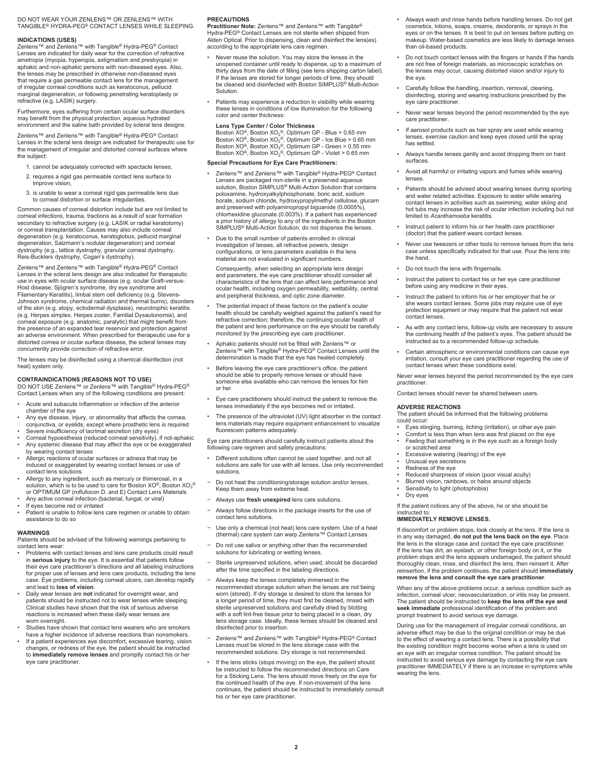DO NOT WEAR YOUR ZENLENS™ OR ZENLENS™ WITH TANGIBLE® HYDRA-PEG® CONTACT LENSES WHILE SLEEPING.

## INDICATIONS (USES)

Zenlens™ and Zenlens™ with Tangible® Hydra-PEG® Contact Lenses are indicated for daily wear for the correction of refractive ametropia (myopia, hyperopia, astigmatism and presbyopia) in aphakic and non-aphakic persons with non-diseased eyes. Also, the lenses may be prescribed in otherwise non-diseased eyes that require a gas permeable contact lens for the management of irregular corneal conditions such as keratoconus, pellucid marginal degeneration, or following penetrating keratoplasty or refractive (e.g. LASIK) surgery.

Furthermore, eyes suffering from certain ocular surface disorders may benefit from the physical protection, aqueous hydrated environment and the saline bath provided by scleral lens designs.

Zenlens™ and Zenlens™ with Tangible® Hydra-PEG® Contact Lenses in the scleral lens design are indicated for therapeutic use for the management of irregular and distorted corneal surfaces where the subject:

1. cannot be adequately corrected with spectacle lenses,
2. requires a rigid gas permeable contact lens surface to improve vision,
3. is unable to wear a corneal rigid gas permeable lens due to corneal distortion or surface irregularities.

Common causes of corneal distortion include but are not limited to corneal infections, trauma, tractions as a result of scar formation secondary to refractive surgery (e.g. LASIK or radial keratotomy) or corneal transplantation. Causes may also include corneal degeneration (e.g. keratoconus, keratoglobus, pellucid marginal degeneration, Salzmann's nodular degeneration) and corneal dystrophy (e.g., lattice dystrophy, granular corneal dystrophy, Reis-Bucklers dystrophy, Cogan's dystrophy).

Zenlens™ and Zenlens™ with Tangible® Hydra-PEG® Contact Lenses in the scleral lens design are also indicated for therapeutic use in eyes with ocular surface disease (e.g. ocular Graft-versus-Host disease, Sjögren's syndrome, dry eye syndrome and Filamentary Keratitis), limbal stem cell deficiency (e.g. Stevens-Johnson syndrome, chemical radiation and thermal burns), disorders of the skin (e.g. atopy, ectodermal dysplasia), neurotrophic keratitis (e.g. Herpes simplex, Herpes zoster, Familial Dysautonomia), and corneal exposure (e.g. anatomic, paralytic) that might benefit from the presence of an expanded tear reservoir and protection against an adverse environment. When prescribed for therapeutic use for a distorted cornea or ocular surface disease, the scleral lenses may concurrently provide correction of refractive error.

The lenses may be disinfected using a chemical disinfection (not heat) system only.

## CONTRAINDICATIONS (REASONS NOT TO USE)

DO NOT USE Zenlens™ or Zenlens™ with Tangible® Hydra-PEG® Contact Lenses when any of the following conditions are present:

- Acute and subacute inflammation or infection of the anterior chamber of the eye
- Any eye disease, injury, or abnormality that affects the cornea, conjunctiva, or eyelids, except where prosthetic lens is required
- Severe insufficiency of lacrimal secretion (dry eyes)
- Corneal hypoesthesia (reduced corneal sensitivity), if not-aphakic
- Any systemic disease that may affect the eye or be exaggerated by wearing contact lenses
- Allergic reactions of ocular surfaces or adnexa that may be induced or exaggerated by wearing contact lenses or use of contact lens solutions
- Allergy to any ingredient, such as mercury or thimerosal, in a solution, which is to be used to care for Boston XO®, Boston $XO_2$® or OPTIMUM GP (roflufocon D, and E) Contact Lens Materials
- Any active corneal infection (bacterial, fungal, or viral)
- If eyes become red or irritated
- Patient is unable to follow lens care regimen or unable to obtain assistance to do so

## WARNINGS

Patients should be advised of the following warnings pertaining to contact lens wear:

- Problems with contact lenses and lens care products could result in **serious injury** to the eye. It is essential that patients follow their eye care practitioner's directions and all labeling instructions for proper use of lenses and lens care products, including the lens case. Eye problems, including corneal ulcers, can develop rapidly and lead to **loss of vision**.
- Daily wear lenses are **not** indicated for overnight wear, and patients should be instructed not to wear lenses while sleeping. Clinical studies have shown that the risk of serious adverse reactions is increased when these daily wear lenses are worn overnight.
- Studies have shown that contact lens wearers who are smokers have a higher incidence of adverse reactions than nonsmokers.
- If a patient experiences eye discomfort, excessive tearing, vision changes, or redness of the eye, the patient should be instructed to **immediately remove lenses** and promptly contact his or her eye care practitioner.

## PRECAUTIONS

**Practitioner Note:** Zenlens™ and Zenlens™ with Tangible® Hydra-PEG® Contact Lenses are not sterile when shipped from Alden Optical. Prior to dispensing, clean and disinfect the lens(es) according to the appropriate lens care regimen.

- Never reuse the solution. You may store the lenses in the unopened container until ready to dispense, up to a maximum of thirty days from the date of filling (see lens shipping carton label). If the lenses are stored for longer periods of time, they should be cleaned and disinfected with Boston SIMPLUS® Multi-Action Solution.
- Patients may experience a reduction in visibility while wearing these lenses in conditions of low illumination for the following color and center thickness:

  **Lens Type Center / Color Thickness**
  Boston XO®, Boston $XO_2$®, Optimum GP - Blue > 0.65 mm
  Boston XO®, Boston $XO_2$®, Optimum GP - Ice Blue > 0.65 mm
  Boston XO®, Boston $XO_2$®, Optimum GP - Green > 0.55 mm
  Boston XO®, Boston $XO_2$®, Optimum GP - Violet > 0.65 mm

**Special Precautions for Eye Care Practitioners:**

- Zenlens™ and Zenlens™ with Tangible® Hydra-PEG® Contact Lenses are packaged non-sterile in a preserved aqueous solution, Boston SIMPLUS® Multi-Action Solution that contains poloxamine, hydroxyalkylphosphonate, boric acid, sodium borate, sodium chloride, hydroxypropylmethyl cellulose, glucam and preserved with polyaminopropyl biguanide (0.0005%), chlorhexidine gluconate (0.003%). If a patient has experienced a prior history of allergy to any of the ingredients in the Boston SIMPLUS® Multi-Action Solution, do not dispense the lenses.
- Due to the small number of patients enrolled in clinical investigation of lenses, all refractive powers, design configurations, or lens parameters available in the lens material are not evaluated in significant numbers.

  Consequently, when selecting an appropriate lens design and parameters, the eye care practitioner should consider all characteristics of the lens that can affect lens performance and ocular health, including oxygen permeability, wettability, central and peripheral thickness, and optic zone diameter.
- The potential impact of these factors on the patient's ocular health should be carefully weighed against the patient's need for refractive correction; therefore, the continuing ocular health of the patient and lens performance on the eye should be carefully monitored by the prescribing eye care practitioner.
- Aphakic patients should not be fitted with Zenlens™ or Zenlens™ with Tangible® Hydra-PEG® Contact Lenses until the determination is made that the eye has healed completely.
- Before leaving the eye care practitioner's office, the patient should be able to properly remove lenses or should have someone else available who can remove the lenses for him or her.
- Eye care practitioners should instruct the patient to remove the lenses immediately if the eye becomes red or irritated.
- The presence of the ultraviolet (UV) light absorber in the contact lens materials may require equipment enhancement to visualize fluorescein patterns adequately.

Eye care practitioners should carefully instruct patients about the following care regimen and safety precautions:

- Different solutions often cannot be used together, and not all solutions are safe for use with all lenses. Use only recommended solutions.
- Do not heat the conditioning/storage solution and/or lenses. Keep them away from extreme heat.
- Always use **fresh unexpired** lens care solutions.
- Always follow directions in the package inserts for the use of contact lens solutions.
- Use only a chemical (not heat) lens care system. Use of a heat (thermal) care system can warp Zenlens™ Contact Lenses.
- Do not use saliva or anything other than the recommended solutions for lubricating or wetting lenses.
- Sterile unpreserved solutions, when used, should be discarded after the time specified in the labeling directions.
- Always keep the lenses completely immersed in the recommended storage solution when the lenses are not being worn (stored). If dry storage is desired to store the lenses for a longer period of time, they must first be cleaned, rinsed with sterile unpreserved solutions and carefully dried by blotting with a soft lint-free tissue prior to being placed in a clean, dry lens storage case. Ideally, these lenses should be cleaned and disinfected prior to insertion.
- Zenlens™ and Zenlens™ with Tangible® Hydra-PEG® Contact Lenses must be stored in the lens storage case with the recommended solutions. Dry storage is not recommended.
- If the lens sticks (stops moving) on the eye, the patient should be instructed to follow the recommended directions on Care for a Sticking Lens. The lens should move freely on the eye for the continued health of the eye. If non-movement of the lens continues, the patient should be instructed to immediately consult his or her eye care practitioner.
- Always wash and rinse hands before handling lenses. Do not get cosmetics, lotions, soaps, creams, deodorants, or sprays in the eyes or on the lenses. It is best to put on lenses before putting on makeup. Water-based cosmetics are less likely to damage lenses than oil-based products.
- Do not touch contact lenses with the fingers or hands if the hands are not free of foreign materials, as microscopic scratches on the lenses may occur, causing distorted vision and/or injury to the eye.
- Carefully follow the handling, insertion, removal, cleaning, disinfecting, storing and wearing instructions prescribed by the eye care practitioner.
- Never wear lenses beyond the period recommended by the eye care practitioner.
- If aerosol products such as hair spray are used while wearing lenses, exercise caution and keep eyes closed until the spray has settled.
- Always handle lenses gently and avoid dropping them on hard surfaces.
- Avoid all harmful or irritating vapors and fumes while wearing lenses.
- Patients should be advised about wearing lenses during sporting and water related activities. Exposure to water while wearing contact lenses in activities such as swimming, water skiing and hot tubs may increase the risk of ocular infection including but not limited to *Acanthamoeba* keratitis.
- Instruct patient to inform his or her health care practitioner (doctor) that the patient wears contact lenses.
- Never use tweezers or other tools to remove lenses from the lens case unless specifically indicated for that use. Pour the lens into the hand.
- Do not touch the lens with fingernails.
- Instruct the patient to contact his or her eye care practitioner before using any medicine in their eyes.
- Instruct the patient to inform his or her employer that he or she wears contact lenses. Some jobs may require use of eye protection equipment or may require that the patient not wear contact lenses.
- As with any contact lens, follow-up visits are necessary to assure the continuing health of the patient's eyes. The patient should be instructed as to a recommended follow-up schedule.
- Certain atmospheric or environmental conditions can cause eye irritation, consult your eye care practitioner regarding the use of contact lenses when these conditions exist.

Never wear lenses beyond the period recommended by the eye care practitioner.

Contact lenses should never be shared between users.

## ADVERSE REACTIONS

The patient should be informed that the following problems could occur:

- Eyes stinging, burning, itching (irritation), or other eye pain
- Comfort is less than when lens was first placed on the eye
- Feeling that something is in the eye such as a foreign body or scratched area
- Excessive watering (tearing) of the eye
- Unusual eye secretions
- Redness of the eye
- Reduced sharpness of vision (poor visual acuity)
- Blurred vision, rainbows, or halos around objects
- Sensitivity to light (photophobia)
- Dry eyes

If the patient notices any of the above, he or she should be instructed to:

**IMMEDIATELY REMOVE LENSES.**

If discomfort or problem stops, look closely at the lens. If the lens is in any way damaged, **do not put the lens back on the eye**. Place the lens in the storage case and contact the eye care practitioner. If the lens has dirt, an eyelash, or other foreign body on it, or the problem stops and the lens appears undamaged, the patient should thoroughly clean, rinse, and disinfect the lens, then reinsert it. After reinsertion, if the problem continues, the patient should **immediately remove the lens and consult the eye care practitioner**.

When any of the above problems occur, a serious condition such as infection, corneal ulcer, neovascularization, or iritis may be present. The patient should be instructed to **keep the lens off the eye and seek immediate** professional identification of the problem and prompt treatment to avoid serious eye damage.

During use for the management of irregular corneal conditions, an adverse effect may be due to the original condition or may be due to the effect of wearing a contact lens. There is a possibility that the existing condition might become worse when a lens is used on an eye with an irregular cornea condition. The patient should be instructed to avoid serious eye damage by contacting the eye care practitioner IMMEDIATELY if there is an increase in symptoms while wearing the lens.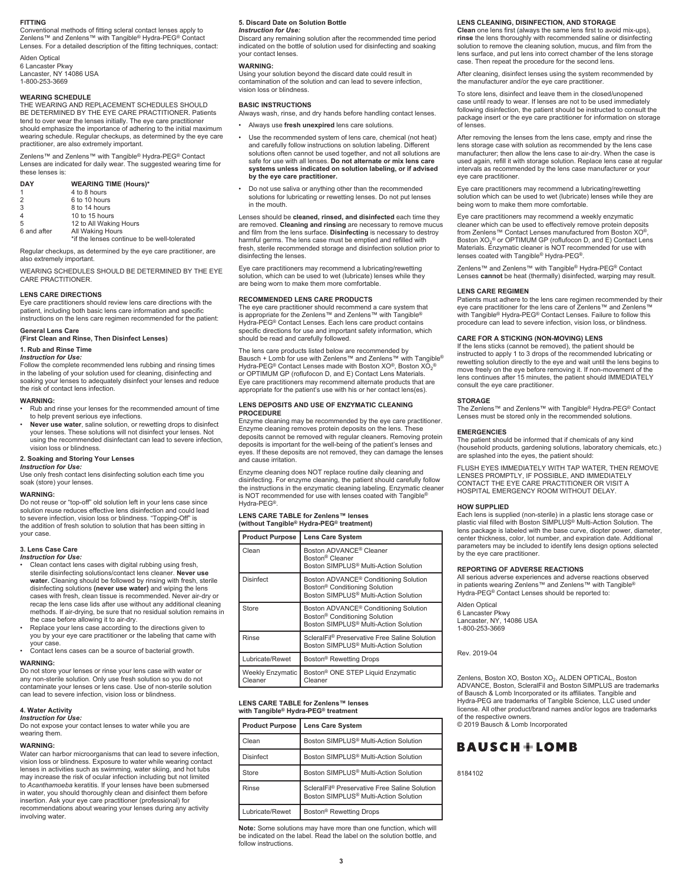### FITTING

Conventional methods of fitting scleral contact lenses apply to Zenlens™ and Zenlens™ with Tangible® Hydra-PEG® Contact Lenses. For a detailed description of the fitting techniques, contact:

Alden Optical
6 Lancaster Pkwy
Lancaster, NY 14086 USA
1-800-253-3669

### WEARING SCHEDULE

THE WEARING AND REPLACEMENT SCHEDULES SHOULD BE DETERMINED BY THE EYE CARE PRACTITIONER. Patients tend to over wear the lenses initially. The eye care practitioner should emphasize the importance of adhering to the initial maximum wearing schedule. Regular checkups, as determined by the eye care practitioner, are also extremely important.

Zenlens™ and Zenlens™ with Tangible® Hydra-PEG® Contact Lenses are indicated for daily wear. The suggested wearing time for these lenses is:

| DAY | WEARING TIME (Hours)* |
|---|---|
| 1 | 4 to 8 hours |
| 2 | 6 to 10 hours |
| 3 | 8 to 14 hours |
| 4 | 10 to 15 hours |
| 5 | 12 to All Waking Hours |
| 6 and after | All Waking Hours |

*if the lenses continue to be well-tolerated

Regular checkups, as determined by the eye care practitioner, are also extremely important.

WEARING SCHEDULES SHOULD BE DETERMINED BY THE EYE CARE PRACTITIONER.

### LENS CARE DIRECTIONS

Eye care practitioners should review lens care directions with the patient, including both basic lens care information and specific instructions on the lens care regimen recommended for the patient:

**General Lens Care**
**(First Clean and Rinse, Then Disinfect Lenses)**

**1. Rub and Rinse Time**
*Instruction for Use:*

Follow the complete recommended lens rubbing and rinsing times in the labeling of your solution used for cleaning, disinfecting and soaking your lenses to adequately disinfect your lenses and reduce the risk of contact lens infection.

**WARNING:**

- Rub and rinse your lenses for the recommended amount of time to help prevent serious eye infections.
- **Never use water**, saline solution, or rewetting drops to disinfect your lenses. These solutions will not disinfect your lenses. Not using the recommended disinfectant can lead to severe infection, vision loss or blindness.

**2. Soaking and Storing Your Lenses**
*Instruction for Use:*

Use only fresh contact lens disinfecting solution each time you soak (store) your lenses.

**WARNING:**

Do not reuse or "top-off" old solution left in your lens case since solution reuse reduces effective lens disinfection and could lead to severe infection, vision loss or blindness. "Topping-Off" is the addition of fresh solution to solution that has been sitting in your case.

**3. Lens Case Care**
*Instruction for Use:*

- Clean contact lens cases with digital rubbing using fresh, sterile disinfecting solutions/contact lens cleaner. **Never use water.** Cleaning should be followed by rinsing with fresh, sterile disinfecting solutions **(never use water)** and wiping the lens cases with fresh, clean tissue is recommended. Never air-dry or recap the lens case lids after use without any additional cleaning methods. If air-drying, be sure that no residual solution remains in the case before allowing it to air-dry.
- Replace your lens case according to the directions given to you by your eye care practitioner or the labeling that came with your case.
- Contact lens cases can be a source of bacterial growth.

**WARNING:**

Do not store your lenses or rinse your lens case with water or any non-sterile solution. Only use fresh solution so you do not contaminate your lenses or lens case. Use of non-sterile solution can lead to severe infection, vision loss or blindness.

**4. Water Activity**
*Instruction for Use:*

Do not expose your contact lenses to water while you are wearing them.

**WARNING:**

Water can harbor microorganisms that can lead to severe infection, vision loss or blindness. Exposure to water while wearing contact lenses in activities such as swimming, water skiing, and hot tubs may increase the risk of ocular infection including but not limited to *Acanthamoeba* keratitis. If your lenses have been submersed in water, you should thoroughly clean and disinfect them before insertion. Ask your eye care practitioner (professional) for recommendations about wearing your lenses during any activity involving water.

**5. Discard Date on Solution Bottle**
*Instruction for Use:*

Discard any remaining solution after the recommended time period indicated on the bottle of solution used for disinfecting and soaking your contact lenses.

**WARNING:**

Using your solution beyond the discard date could result in contamination of the solution and can lead to severe infection, vision loss or blindness.

### BASIC INSTRUCTIONS

Always wash, rinse, and dry hands before handling contact lenses.

- Always use **fresh unexpired** lens care solutions.
- Use the recommended system of lens care, chemical (not heat) and carefully follow instructions on solution labeling. Different solutions often cannot be used together, and not all solutions are safe for use with all lenses. **Do not alternate or mix lens care systems unless indicated on solution labeling, or if advised by the eye care practitioner.**
- Do not use saliva or anything other than the recommended solutions for lubricating or rewetting lenses. Do not put lenses in the mouth.

Lenses should be **cleaned, rinsed, and disinfected** each time they are removed. **Cleaning and rinsing** are necessary to remove mucus and film from the lens surface. **Disinfecting** is necessary to destroy harmful germs. The lens case must be emptied and refilled with fresh, sterile recommended storage and disinfection solution prior to disinfecting the lenses.

Eye care practitioners may recommend a lubricating/rewetting solution, which can be used to wet (lubricate) lenses while they are being worn to make them more comfortable.

### RECOMMENDED LENS CARE PRODUCTS

The eye care practitioner should recommend a care system that is appropriate for the Zenlens™ and Zenlens™ with Tangible® Hydra-PEG® Contact Lenses. Each lens care product contains specific directions for use and important safety information, which should be read and carefully followed.

The lens care products listed below are recommended by Bausch + Lomb for use with Zenlens™ and Zenlens™ with Tangible® Hydra-PEG® Contact Lenses made with Boston XO®, Boston $XO_2$® or OPTIMUM GP (roflufocon D, and E) Contact Lens Materials. Eye care practitioners may recommend alternate products that are appropriate for the patient's use with his or her contact lens(es).

### LENS DEPOSITS AND USE OF ENZYMATIC CLEANING PROCEDURE

Enzyme cleaning may be recommended by the eye care practitioner. Enzyme cleaning removes protein deposits on the lens. These deposits cannot be removed with regular cleaners. Removing protein deposits is important for the well-being of the patient's lenses and eyes. If these deposits are not removed, they can damage the lenses and cause irritation.

Enzyme cleaning does NOT replace routine daily cleaning and disinfecting. For enzyme cleaning, the patient should carefully follow the instructions in the enzymatic cleaning labeling. Enzymatic cleaner is NOT recommended for use with lenses coated with Tangible® Hydra-PEG®.

**LENS CARE TABLE for Zenlens™ lenses**
**(without Tangible® Hydra-PEG® treatment)**

| Product Purpose | Lens Care System |
|---|---|
| Clean | Boston ADVANCE® Cleaner<br>Boston® Cleaner<br>Boston SIMPLUS® Multi-Action Solution |
| Disinfect | Boston ADVANCE® Conditioning Solution<br>Boston® Conditioning Solution<br>Boston SIMPLUS® Multi-Action Solution |
| Store | Boston ADVANCE® Conditioning Solution<br>Boston® Conditioning Solution<br>Boston SIMPLUS® Multi-Action Solution |
| Rinse | ScleralFil® Preservative Free Saline Solution<br>Boston SIMPLUS® Multi-Action Solution |
| Lubricate/Rewet | Boston® Rewetting Drops |
| Weekly Enzymatic Cleaner | Boston® ONE STEP Liquid Enzymatic Cleaner |

**LENS CARE TABLE for Zenlens™ lenses**
**with Tangible® Hydra-PEG® treatment**

| Product Purpose | Lens Care System |
|---|---|
| Clean | Boston SIMPLUS® Multi-Action Solution |
| Disinfect | Boston SIMPLUS® Multi-Action Solution |
| Store | Boston SIMPLUS® Multi-Action Solution |
| Rinse | ScleralFil® Preservative Free Saline Solution<br>Boston SIMPLUS® Multi-Action Solution |
| Lubricate/Rewet | Boston® Rewetting Drops |

**Note:** Some solutions may have more than one function, which will be indicated on the label. Read the label on the solution bottle, and follow instructions.

### LENS CLEANING, DISINFECTION, AND STORAGE

**Clean** one lens first (always the same lens first to avoid mix-ups), **rinse** the lens thoroughly with recommended saline or disinfecting solution to remove the cleaning solution, mucus, and film from the lens surface, and put lens into correct chamber of the lens storage case. Then repeat the procedure for the second lens.

After cleaning, disinfect lenses using the system recommended by the manufacturer and/or the eye care practitioner.

To store lens, disinfect and leave them in the closed/unopened case until ready to wear. If lenses are not to be used immediately following disinfection, the patient should be instructed to consult the package insert or the eye care practitioner for information on storage of lenses.

After removing the lenses from the lens case, empty and rinse the lens storage case with solution as recommended by the lens case manufacturer; then allow the lens case to air-dry. When the case is used again, refill it with storage solution. Replace lens case at regular intervals as recommended by the lens case manufacturer or your eye care practitioner.

Eye care practitioners may recommend a lubricating/rewetting solution which can be used to wet (lubricate) lenses while they are being worn to make them more comfortable.

Eye care practitioners may recommend a weekly enzymatic cleaner which can be used to effectively remove protein deposits from Zenlens™ Contact Lenses manufactured from Boston XO®, Boston $XO_2$® or OPTIMUM GP (roflufocon D, and E) Contact Lens Materials. Enzymatic cleaner is NOT recommended for use with lenses coated with Tangible® Hydra-PEG®.

Zenlens™ and Zenlens™ with Tangible® Hydra-PEG® Contact Lenses **cannot** be heat (thermally) disinfected, warping may result.

### LENS CARE REGIMEN

Patients must adhere to the lens care regimen recommended by their eye care practitioner for the lens care of Zenlens™ and Zenlens™ with Tangible® Hydra-PEG® Contact Lenses. Failure to follow this procedure can lead to severe infection, vision loss, or blindness.

### CARE FOR A STICKING (NON-MOVING) LENS

If the lens sticks (cannot be removed), the patient should be instructed to apply 1 to 3 drops of the recommended lubricating or rewetting solution directly to the eye and wait until the lens begins to move freely on the eye before removing it. If non-movement of the lens continues after 15 minutes, the patient should IMMEDIATELY consult the eye care practitioner.

### STORAGE

The Zenlens™ and Zenlens™ with Tangible® Hydra-PEG® Contact Lenses must be stored only in the recommended solutions.

### EMERGENCIES

The patient should be informed that if chemicals of any kind (household products, gardening solutions, laboratory chemicals, etc.) are splashed into the eyes, the patient should:

FLUSH EYES IMMEDIATELY WITH TAP WATER, THEN REMOVE LENSES PROMPTLY, IF POSSIBLE, AND IMMEDIATELY CONTACT THE EYE CARE PRACTITIONER OR VISIT A HOSPITAL EMERGENCY ROOM WITHOUT DELAY.

### HOW SUPPLIED

Each lens is supplied (non-sterile) in a plastic lens storage case or plastic vial filled with Boston SIMPLUS® Multi-Action Solution. The lens package is labeled with the base curve, diopter power, diameter, center thickness, color, lot number, and expiration date. Additional parameters may be included to identify lens design options selected by the eye care practitioner.

### REPORTING OF ADVERSE REACTIONS

All serious adverse experiences and adverse reactions observed in patients wearing Zenlens™ and Zenlens™ with Tangible® Hydra-PEG® Contact Lenses should be reported to:

Alden Optical
6 Lancaster Pkwy
Lancaster, NY, 14086 USA
1-800-253-3669

Rev. 2019-04

Zenlens, Boston XO, Boston $XO_2$, ALDEN OPTICAL, Boston ADVANCE, Boston, ScleralFil and Boston SIMPLUS are trademarks of Bausch & Lomb Incorporated or its affiliates. Tangible and Hydra-PEG are trademarks of Tangible Science, LLC used under license. All other product/brand names and/or logos are trademarks of the respective owners.
© 2019 Bausch & Lomb Incorporated

**BAUSCH + LOMB**

8184102